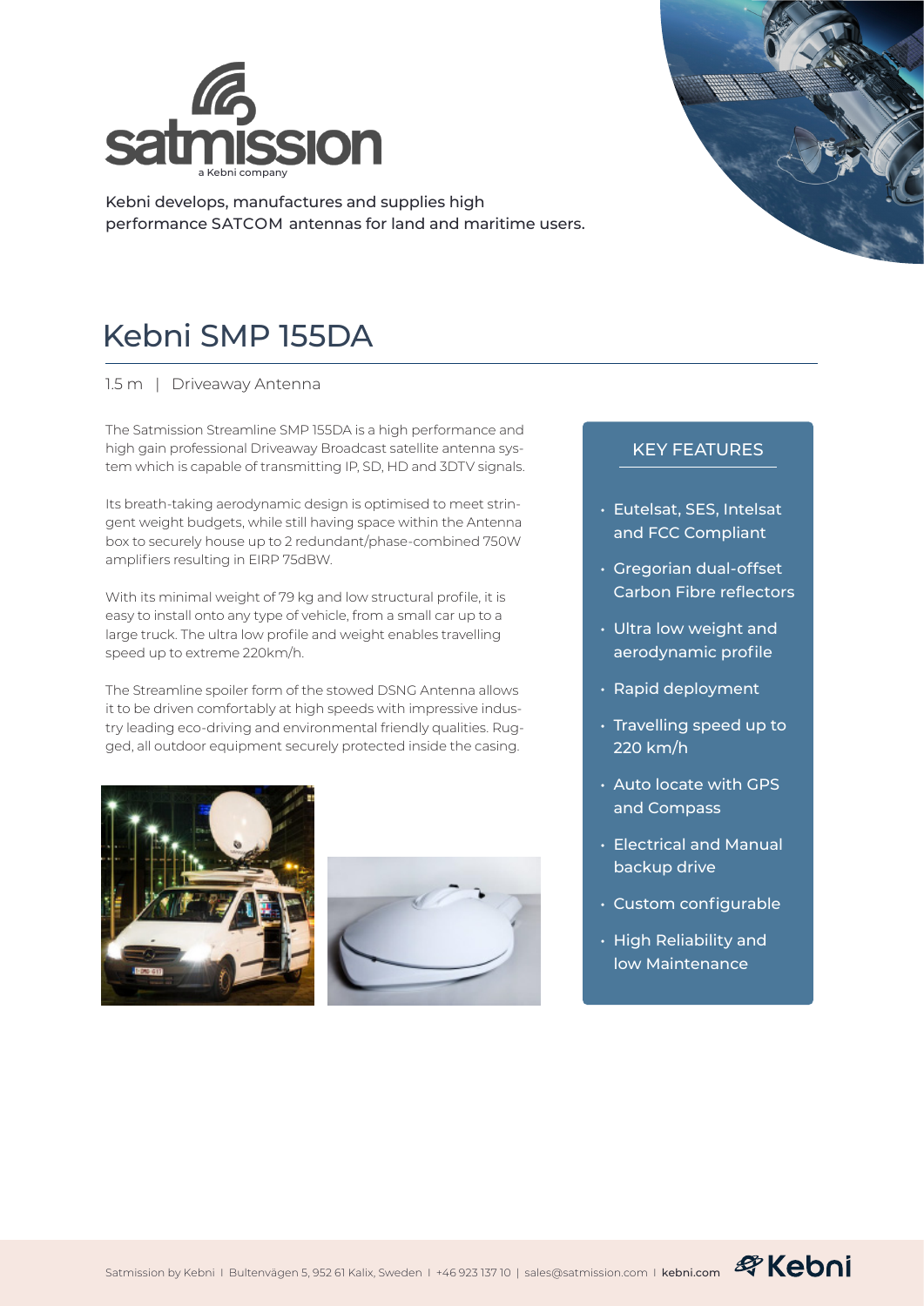satmission
a Kebni company

Kebni develops, manufactures and supplies high performance SATCOM antennas for land and maritime users.

# Kebni SMP 155DA

1.5 m | Driveaway Antenna

The Satmission Streamline SMP 155DA is a high performance and high gain professional Driveaway Broadcast satellite antenna system which is capable of transmitting IP, SD, HD and 3DTV signals.

Its breath-taking aerodynamic design is optimised to meet stringent weight budgets, while still having space within the Antenna box to securely house up to 2 redundant/phase-combined 750W amplifiers resulting in EIRP 75dBW.

With its minimal weight of 79 kg and low structural profile, it is easy to install onto any type of vehicle, from a small car up to a large truck. The ultra low profile and weight enables travelling speed up to extreme 220km/h.

The Streamline spoiler form of the stowed DSNG Antenna allows it to be driven comfortably at high speeds with impressive industry leading eco-driving and environmental friendly qualities. Rugged, all outdoor equipment securely protected inside the casing.

## KEY FEATURES

- Eutelsat, SES, Intelsat and FCC Compliant
- Gregorian dual-offset Carbon Fibre reflectors
- Ultra low weight and aerodynamic profile
- Rapid deployment
- Travelling speed up to 220 km/h
- Auto locate with GPS and Compass
- Electrical and Manual backup drive
- Custom configurable
- High Reliability and low Maintenance

Satmission by Kebni | Bultenvägen 5, 952 61 Kalix, Sweden | +46 923 137 10 | sales@satmission.com | kebni.com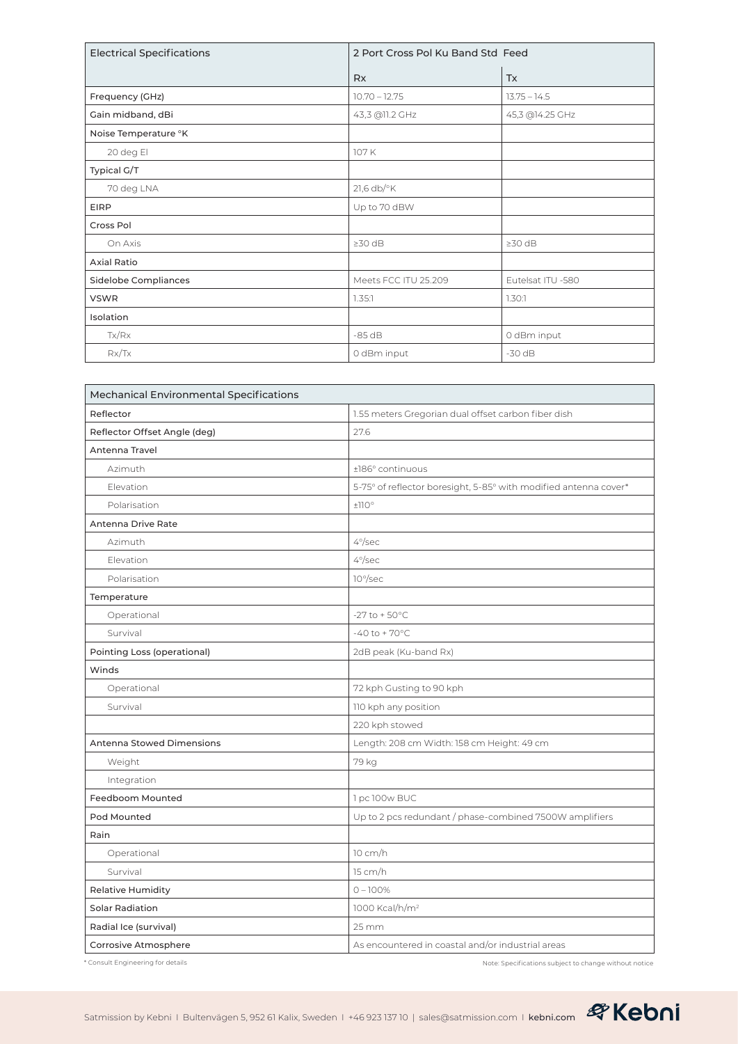| Electrical Specifications | 2 Port Cross Pol Ku Band Std Feed | |
|---|---|---|
| | Rx | Tx |
| Frequency (GHz) | 10.70 – 12.75 | 13.75 – 14.5 |
| Gain midband, dBi | 43,3 @11.2 GHz | 45,3 @14.25 GHz |
| Noise Temperature °K | | |
| 20 deg El | 107 K | |
| Typical G/T | | |
| 70 deg LNA | 21,6 db/°K | |
| EIRP | Up to 70 dBW | |
| Cross Pol | | |
| On Axis | ≥30 dB | ≥30 dB |
| Axial Ratio | | |
| Sidelobe Compliances | Meets FCC ITU 25.209 | Eutelsat ITU -580 |
| VSWR | 1.35:1 | 1.30:1 |
| Isolation | | |
| Tx/Rx | -85 dB | 0 dBm input |
| Rx/Tx | 0 dBm input | -30 dB |

| Mechanical Environmental Specifications | |
|---|---|
| Reflector | 1.55 meters Gregorian dual offset carbon fiber dish |
| Reflector Offset Angle (deg) | 27.6 |
| Antenna Travel | |
| Azimuth | ±186° continuous |
| Elevation | 5-75° of reflector boresight, 5-85° with modified antenna cover* |
| Polarisation | ±110° |
| Antenna Drive Rate | |
| Azimuth | 4°/sec |
| Elevation | 4°/sec |
| Polarisation | 10°/sec |
| Temperature | |
| Operational | -27 to + 50°C |
| Survival | -40 to + 70°C |
| Pointing Loss (operational) | 2dB peak (Ku-band Rx) |
| Winds | |
| Operational | 72 kph Gusting to 90 kph |
| Survival | 110 kph any position |
| | 220 kph stowed |
| Antenna Stowed Dimensions | Length: 208 cm Width: 158 cm Height: 49 cm |
| Weight | 79 kg |
| Integration | |
| Feedboom Mounted | 1 pc 100w BUC |
| Pod Mounted | Up to 2 pcs redundant / phase-combined 7500W amplifiers |
| Rain | |
| Operational | 10 cm/h |
| Survival | 15 cm/h |
| Relative Humidity | 0 – 100% |
| Solar Radiation | 1000 Kcal/h/m² |
| Radial Ice (survival) | 25 mm |
| Corrosive Atmosphere | As encountered in coastal and/or industrial areas |

\* Consult Engineering for details

Note: Specifications subject to change without notice

Satmission by Kebni | Bultenvägen 5, 952 61 Kalix, Sweden | +46 923 137 10 | sales@satmission.com | kebni.com